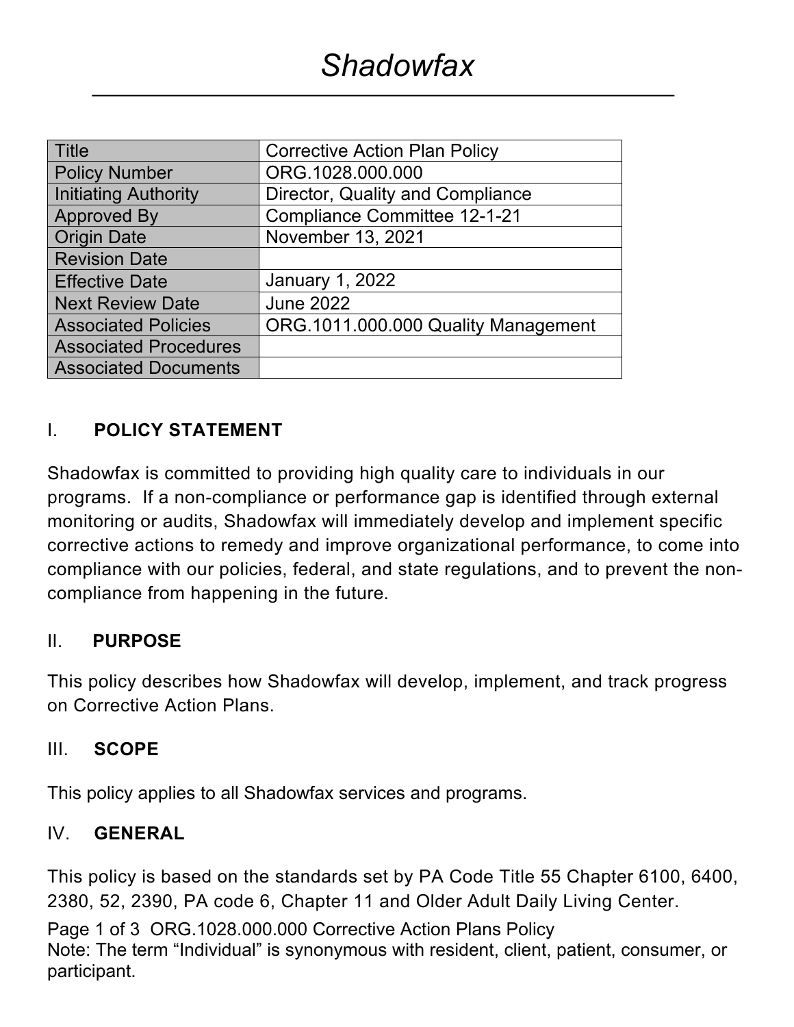# *Shadowfax*

| Title | Corrective Action Plan Policy |
|---|---|
| Policy Number | ORG.1028.000.000 |
| Initiating Authority | Director, Quality and Compliance |
| Approved By | Compliance Committee 12-1-21 |
| Origin Date | November 13, 2021 |
| Revision Date | |
| Effective Date | January 1, 2022 |
| Next Review Date | June 2022 |
| Associated Policies | ORG.1011.000.000 Quality Management |
| Associated Procedures | |
| Associated Documents | |

## I. POLICY STATEMENT

Shadowfax is committed to providing high quality care to individuals in our programs. If a non-compliance or performance gap is identified through external monitoring or audits, Shadowfax will immediately develop and implement specific corrective actions to remedy and improve organizational performance, to come into compliance with our policies, federal, and state regulations, and to prevent the non-compliance from happening in the future.

## II. PURPOSE

This policy describes how Shadowfax will develop, implement, and track progress on Corrective Action Plans.

## III. SCOPE

This policy applies to all Shadowfax services and programs.

## IV. GENERAL

This policy is based on the standards set by PA Code Title 55 Chapter 6100, 6400, 2380, 52, 2390, PA code 6, Chapter 11 and Older Adult Daily Living Center.

Note: The term "Individual" is synonymous with resident, client, patient, consumer, or participant.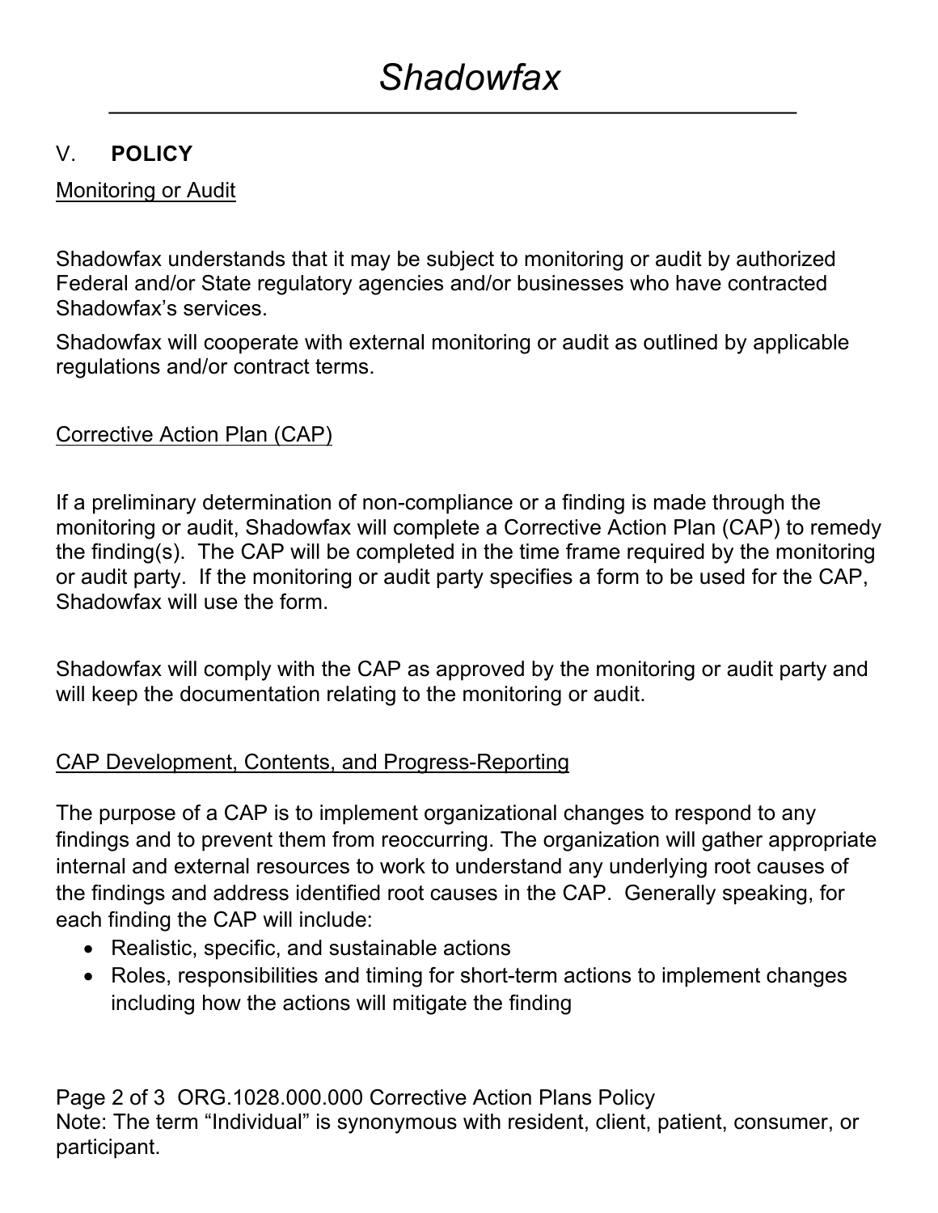## V. POLICY

Monitoring or Audit

Shadowfax understands that it may be subject to monitoring or audit by authorized Federal and/or State regulatory agencies and/or businesses who have contracted Shadowfax's services.

Shadowfax will cooperate with external monitoring or audit as outlined by applicable regulations and/or contract terms.

Corrective Action Plan (CAP)

If a preliminary determination of non-compliance or a finding is made through the monitoring or audit, Shadowfax will complete a Corrective Action Plan (CAP) to remedy the finding(s). The CAP will be completed in the time frame required by the monitoring or audit party. If the monitoring or audit party specifies a form to be used for the CAP, Shadowfax will use the form.

Shadowfax will comply with the CAP as approved by the monitoring or audit party and will keep the documentation relating to the monitoring or audit.

CAP Development, Contents, and Progress-Reporting

The purpose of a CAP is to implement organizational changes to respond to any findings and to prevent them from reoccurring. The organization will gather appropriate internal and external resources to work to understand any underlying root causes of the findings and address identified root causes in the CAP. Generally speaking, for each finding the CAP will include:

- Realistic, specific, and sustainable actions
- Roles, responsibilities and timing for short-term actions to implement changes including how the actions will mitigate the finding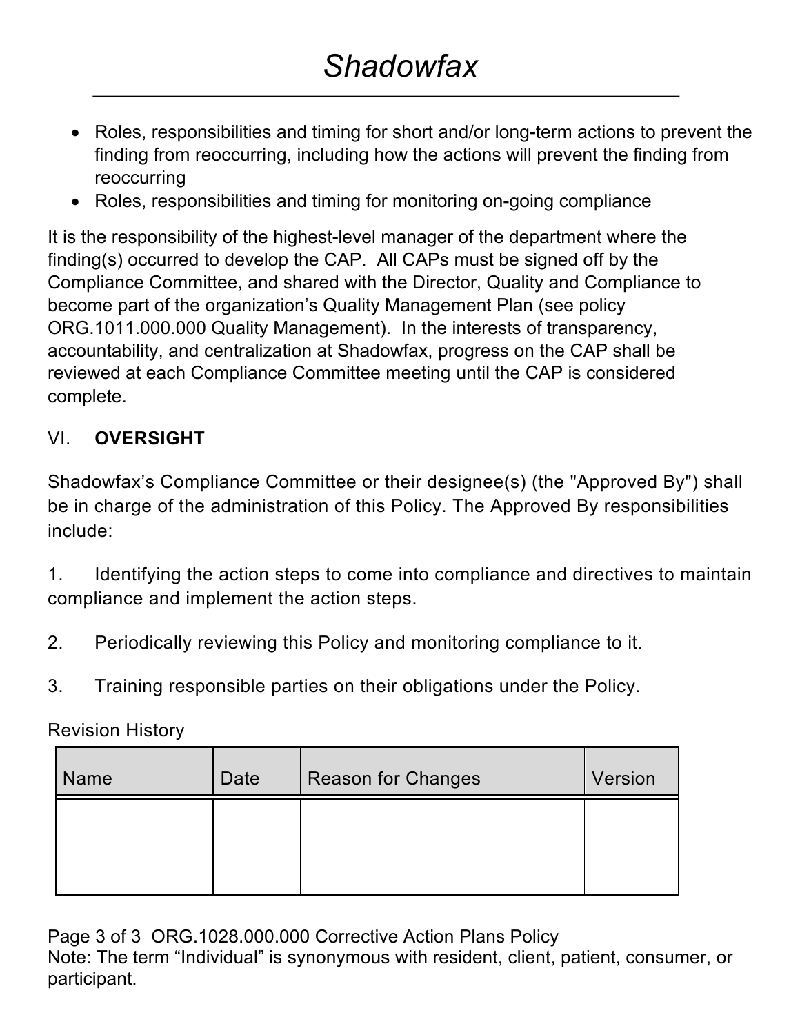- Roles, responsibilities and timing for short and/or long-term actions to prevent the finding from reoccurring, including how the actions will prevent the finding from reoccurring
- Roles, responsibilities and timing for monitoring on-going compliance

It is the responsibility of the highest-level manager of the department where the finding(s) occurred to develop the CAP. All CAPs must be signed off by the Compliance Committee, and shared with the Director, Quality and Compliance to become part of the organization's Quality Management Plan (see policy ORG.1011.000.000 Quality Management). In the interests of transparency, accountability, and centralization at Shadowfax, progress on the CAP shall be reviewed at each Compliance Committee meeting until the CAP is considered complete.

## VI. **OVERSIGHT**

Shadowfax's Compliance Committee or their designee(s) (the "Approved By") shall be in charge of the administration of this Policy. The Approved By responsibilities include:

1. Identifying the action steps to come into compliance and directives to maintain compliance and implement the action steps.

2. Periodically reviewing this Policy and monitoring compliance to it.

3. Training responsible parties on their obligations under the Policy.

Revision History

| Name | Date | Reason for Changes | Version |
|---|---|---|---|
| | | | |
| | | | |

Note: The term "Individual" is synonymous with resident, client, patient, consumer, or participant.